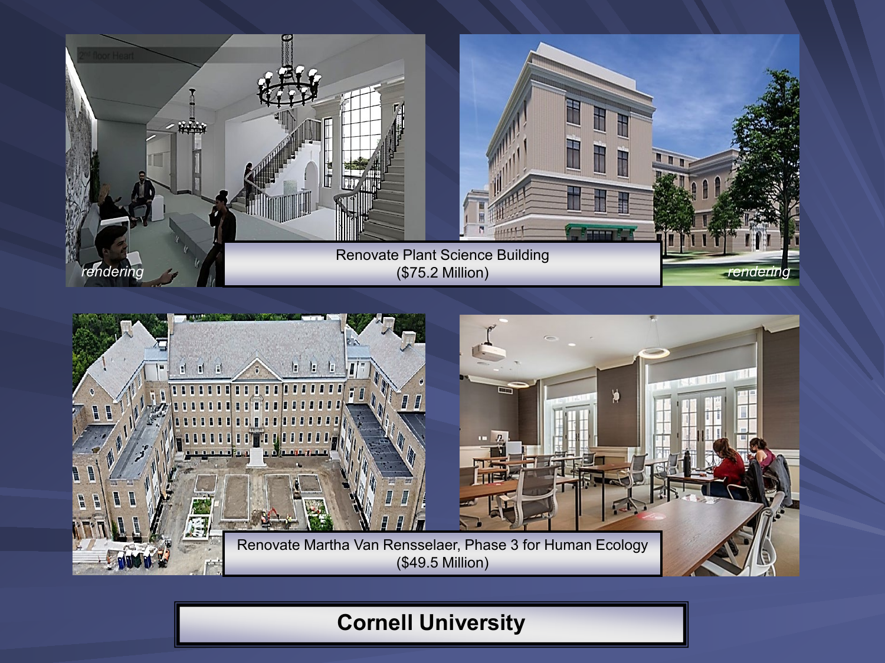Renovate Plant Science Building
($75.2 Million)

Renovate Martha Van Rensselaer, Phase 3 for Human Ecology
($49.5 Million)

**Cornell University**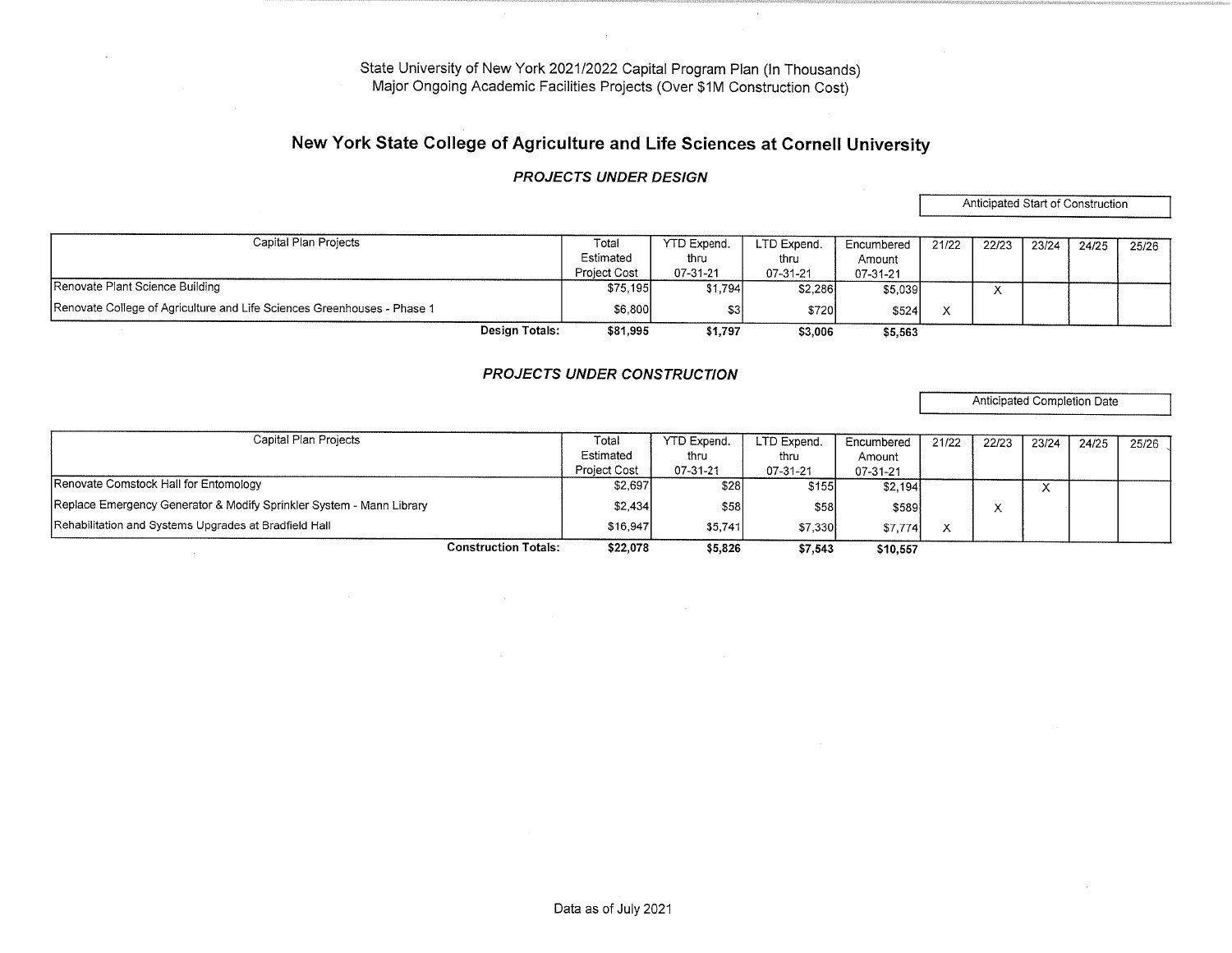State University of New York 2021/2022 Capital Program Plan (In Thousands)
Major Ongoing Academic Facilities Projects (Over $1M Construction Cost)

# New York State College of Agriculture and Life Sciences at Cornell University

### *PROJECTS UNDER DESIGN*

| Capital Plan Projects | Total Estimated Project Cost | YTD Expend. thru 07-31-21 | LTD Expend. thru 07-31-21 | Encumbered Amount 07-31-21 | Anticipated Start of Construction | | | | |
|---|---|---|---|---|---|---|---|---|---|
| | | | | | 21/22 | 22/23 | 23/24 | 24/25 | 25/26 |
| Renovate Plant Science Building | $75,195 | $1,794 | $2,286 | $5,039 | | X | | | |
| Renovate College of Agriculture and Life Sciences Greenhouses - Phase 1 | $6,800 | $3 | $720 | $524 | X | | | | |
| **Design Totals:** | **$81,995** | **$1,797** | **$3,006** | **$5,563** | | | | | |

### *PROJECTS UNDER CONSTRUCTION*

| Capital Plan Projects | Total Estimated Project Cost | YTD Expend. thru 07-31-21 | LTD Expend. thru 07-31-21 | Encumbered Amount 07-31-21 | Anticipated Completion Date | | | | |
|---|---|---|---|---|---|---|---|---|---|
| | | | | | 21/22 | 22/23 | 23/24 | 24/25 | 25/26 |
| Renovate Comstock Hall for Entomology | $2,697 | $28 | $155 | $2,194 | | | X | | |
| Replace Emergency Generator & Modify Sprinkler System - Mann Library | $2,434 | $58 | $58 | $589 | | X | | | |
| Rehabilitation and Systems Upgrades at Bradfield Hall | $16,947 | $5,741 | $7,330 | $7,774 | X | | | | |
| **Construction Totals:** | **$22,078** | **$5,826** | **$7,543** | **$10,557** | | | | | |

Data as of July 2021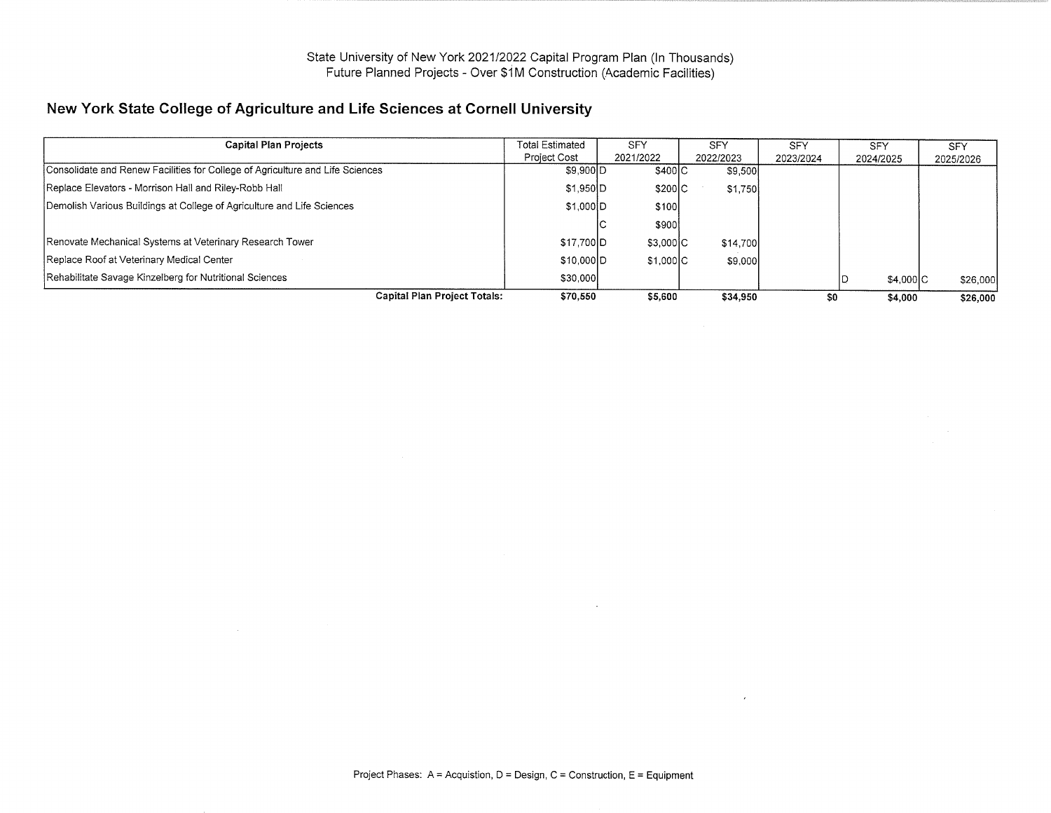State University of New York 2021/2022 Capital Program Plan (In Thousands)
Future Planned Projects - Over $1M Construction (Academic Facilities)

## New York State College of Agriculture and Life Sciences at Cornell University

| Capital Plan Projects | Total Estimated Project Cost | SFY 2021/2022 | SFY 2022/2023 | SFY 2023/2024 | SFY 2024/2025 | SFY 2025/2026 |
|---|---|---|---|---|---|---|
| Consolidate and Renew Facilities for College of Agriculture and Life Sciences | $9,900 | D $400 | C $9,500 | | | |
| Replace Elevators - Morrison Hall and Riley-Robb Hall | $1,950 | D $200 | C $1,750 | | | |
| Demolish Various Buildings at College of Agriculture and Life Sciences | $1,000 | D $100 | | | | |
| | | C $900 | | | | |
| Renovate Mechanical Systems at Veterinary Research Tower | $17,700 | D $3,000 | C $14,700 | | | |
| Replace Roof at Veterinary Medical Center | $10,000 | D $1,000 | C $9,000 | | | |
| Rehabilitate Savage Kinzelberg for Nutritional Sciences | $30,000 | | | | D $4,000 | C $26,000 |
| **Capital Plan Project Totals:** | **$70,550** | **$5,600** | **$34,950** | **$0** | **$4,000** | **$26,000** |

Project Phases: A = Acquistion, D = Design, C = Construction, E = Equipment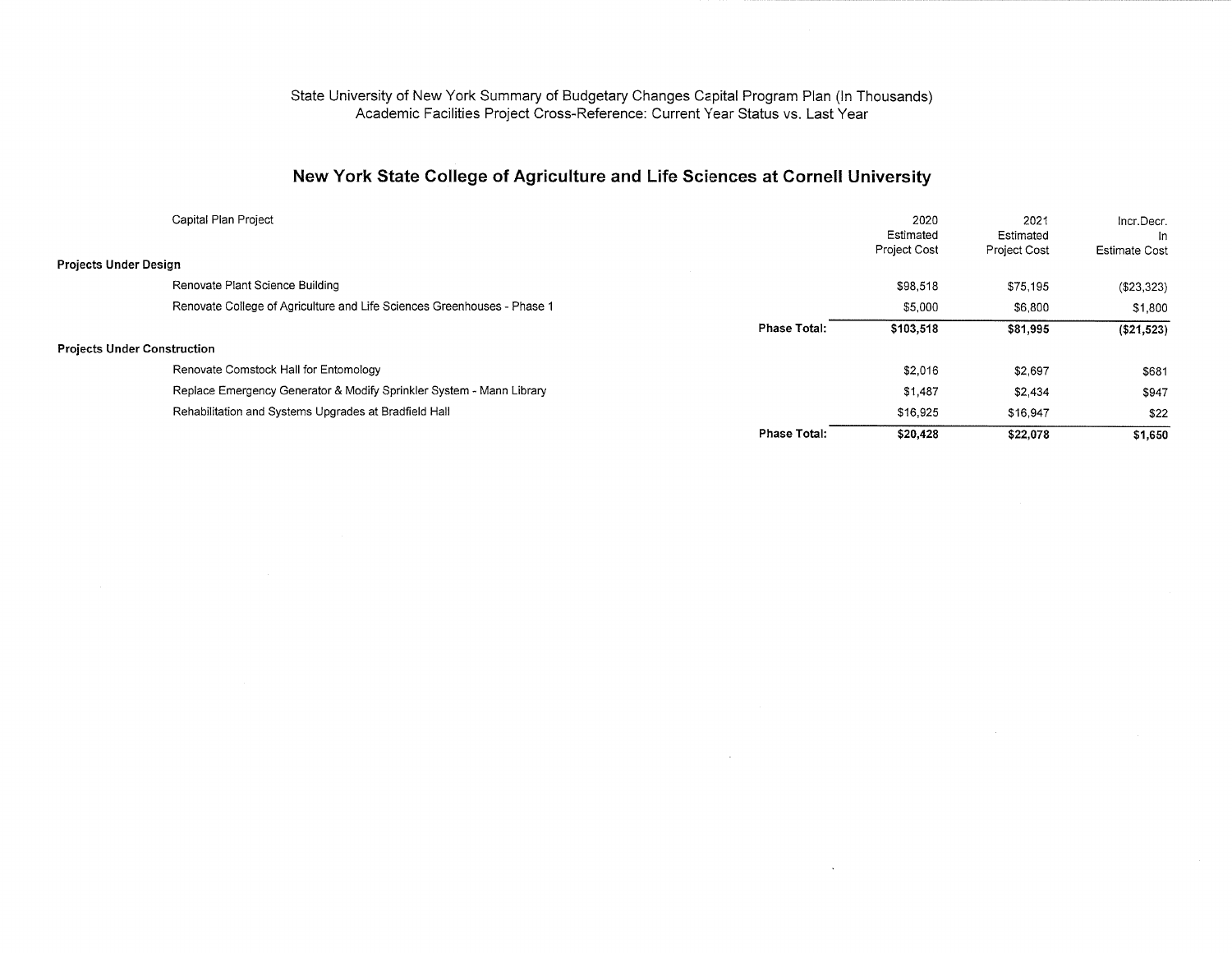State University of New York Summary of Budgetary Changes Capital Program Plan (In Thousands)
Academic Facilities Project Cross-Reference: Current Year Status vs. Last Year

## New York State College of Agriculture and Life Sciences at Cornell University

| Capital Plan Project | | 2020 Estimated Project Cost | 2021 Estimated Project Cost | Incr.Decr. In Estimate Cost |
|---|---|---|---|---|
| **Projects Under Design** | | | | |
| Renovate Plant Science Building | | $98,518 | $75,195 | ($23,323) |
| Renovate College of Agriculture and Life Sciences Greenhouses - Phase 1 | | $5,000 | $6,800 | $1,800 |
| | **Phase Total:** | **$103,518** | **$81,995** | **($21,523)** |
| **Projects Under Construction** | | | | |
| Renovate Comstock Hall for Entomology | | $2,016 | $2,697 | $681 |
| Replace Emergency Generator & Modify Sprinkler System - Mann Library | | $1,487 | $2,434 | $947 |
| Rehabilitation and Systems Upgrades at Bradfield Hall | | $16,925 | $16,947 | $22 |
| | **Phase Total:** | **$20,428** | **$22,078** | **$1,650** |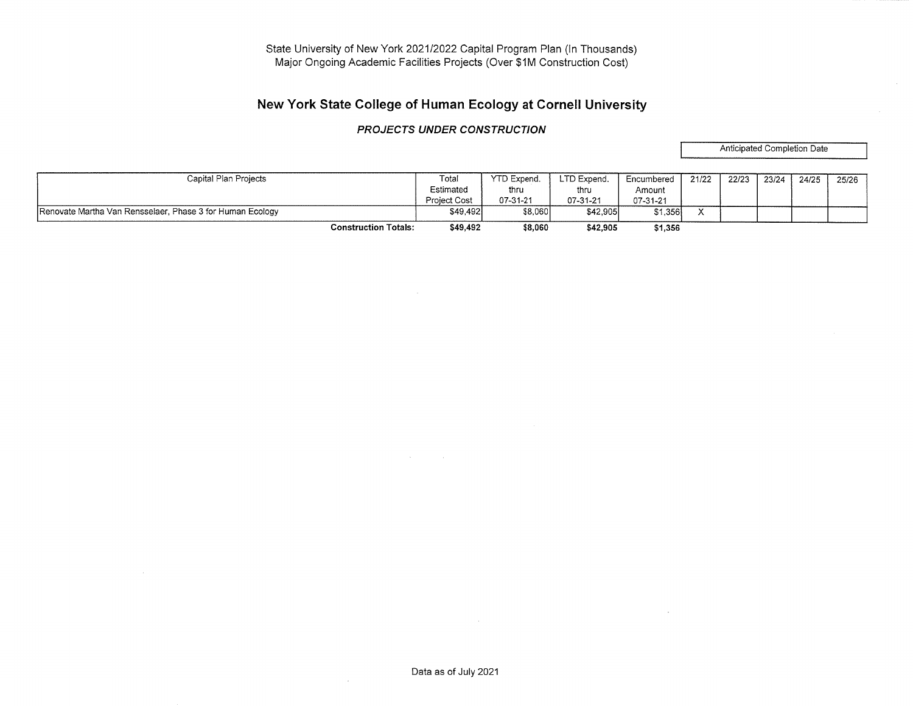State University of New York 2021/2022 Capital Program Plan (In Thousands)
Major Ongoing Academic Facilities Projects (Over $1M Construction Cost)

# New York State College of Human Ecology at Cornell University

### *PROJECTS UNDER CONSTRUCTION*

| Capital Plan Projects | Total Estimated Project Cost | YTD Expend. thru 07-31-21 | LTD Expend. thru 07-31-21 | Encumbered Amount 07-31-21 | Anticipated Completion Date | | | | |
|---|---|---|---|---|---|---|---|---|---|
| | | | | | 21/22 | 22/23 | 23/24 | 24/25 | 25/26 |
| Renovate Martha Van Rensselaer, Phase 3 for Human Ecology | $49,492 | $8,060 | $42,905 | $1,356 | X | | | | |
| **Construction Totals:** | **$49,492** | **$8,060** | **$42,905** | **$1,356** | | | | | |

Data as of July 2021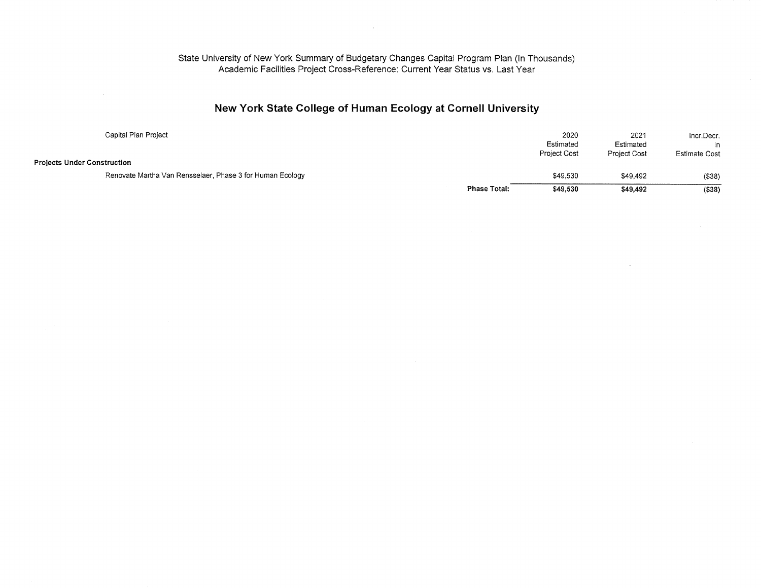State University of New York Summary of Budgetary Changes Capital Program Plan (In Thousands)
Academic Facilities Project Cross-Reference: Current Year Status vs. Last Year

## New York State College of Human Ecology at Cornell University

| Capital Plan Project | | 2020 Estimated Project Cost | 2021 Estimated Project Cost | Incr.Decr. In Estimate Cost |
|---|---|---|---|---|
| **Projects Under Construction** | | | | |
| Renovate Martha Van Rensselaer, Phase 3 for Human Ecology | | $49,530 | $49,492 | ($38) |
| | **Phase Total:** | **$49,530** | **$49,492** | **($38)** |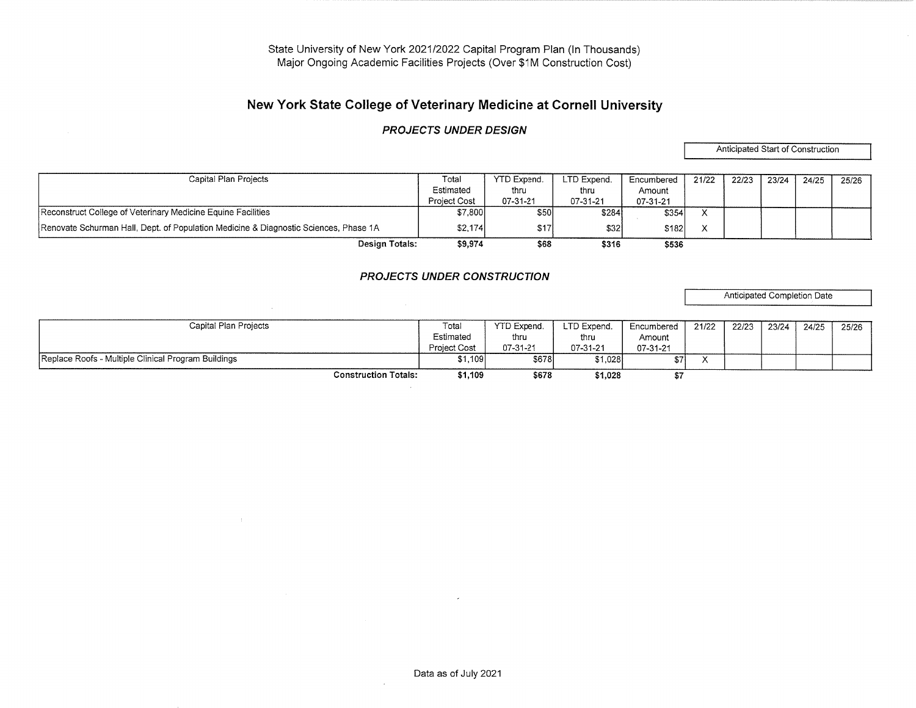State University of New York 2021/2022 Capital Program Plan (In Thousands)
Major Ongoing Academic Facilities Projects (Over $1M Construction Cost)

## New York State College of Veterinary Medicine at Cornell University

### *PROJECTS UNDER DESIGN*

| Capital Plan Projects | Total Estimated Project Cost | YTD Expend. thru 07-31-21 | LTD Expend. thru 07-31-21 | Encumbered Amount 07-31-21 | Anticipated Start of Construction | | | | |
|---|---|---|---|---|---|---|---|---|---|
| | | | | | 21/22 | 22/23 | 23/24 | 24/25 | 25/26 |
| Reconstruct College of Veterinary Medicine Equine Facilities | $7,800 | $50 | $284 | $354 | X | | | | |
| Renovate Schurman Hall, Dept. of Population Medicine & Diagnostic Sciences, Phase 1A | $2,174 | $17 | $32 | $182 | X | | | | |
| **Design Totals:** | **$9,974** | **$68** | **$316** | **$536** | | | | | |

### *PROJECTS UNDER CONSTRUCTION*

| Capital Plan Projects | Total Estimated Project Cost | YTD Expend. thru 07-31-21 | LTD Expend. thru 07-31-21 | Encumbered Amount 07-31-21 | Anticipated Completion Date | | | | |
|---|---|---|---|---|---|---|---|---|---|
| | | | | | 21/22 | 22/23 | 23/24 | 24/25 | 25/26 |
| Replace Roofs - Multiple Clinical Program Buildings | $1,109 | $678 | $1,028 | $7 | X | | | | |
| **Construction Totals:** | **$1,109** | **$678** | **$1,028** | **$7** | | | | | |

Data as of July 2021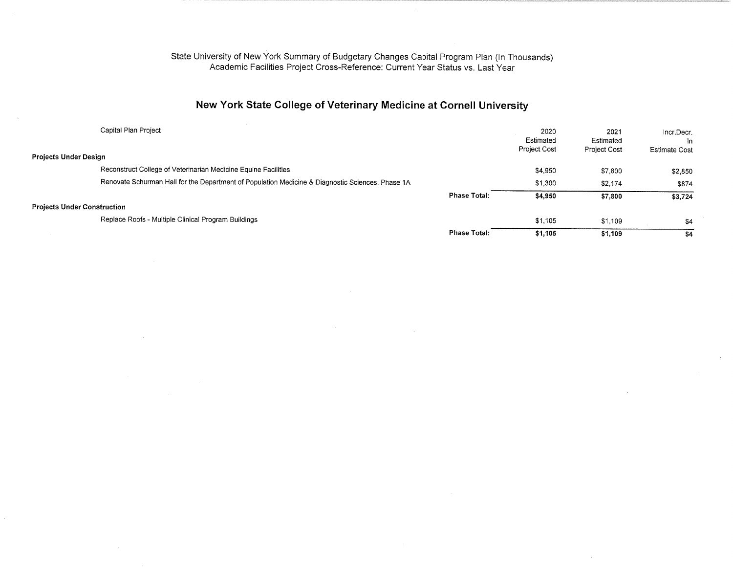State University of New York Summary of Budgetary Changes Capital Program Plan (In Thousands)
Academic Facilities Project Cross-Reference: Current Year Status vs. Last Year

## New York State College of Veterinary Medicine at Cornell University

| Capital Plan Project | | 2020 Estimated Project Cost | 2021 Estimated Project Cost | Incr.Decr. In Estimate Cost |
|---|---|---|---|---|
| **Projects Under Design** | | | | |
| Reconstruct College of Veterinarian Medicine Equine Facilities | | $4,950 | $7,800 | $2,850 |
| Renovate Schurman Hall for the Department of Population Medicine & Diagnostic Sciences, Phase 1A | | $1,300 | $2,174 | $874 |
| | **Phase Total:** | **$4,950** | **$7,800** | **$3,724** |
| **Projects Under Construction** | | | | |
| Replace Roofs - Multiple Clinical Program Buildings | | $1,105 | $1,109 | $4 |
| | **Phase Total:** | **$1,105** | **$1,109** | **$4** |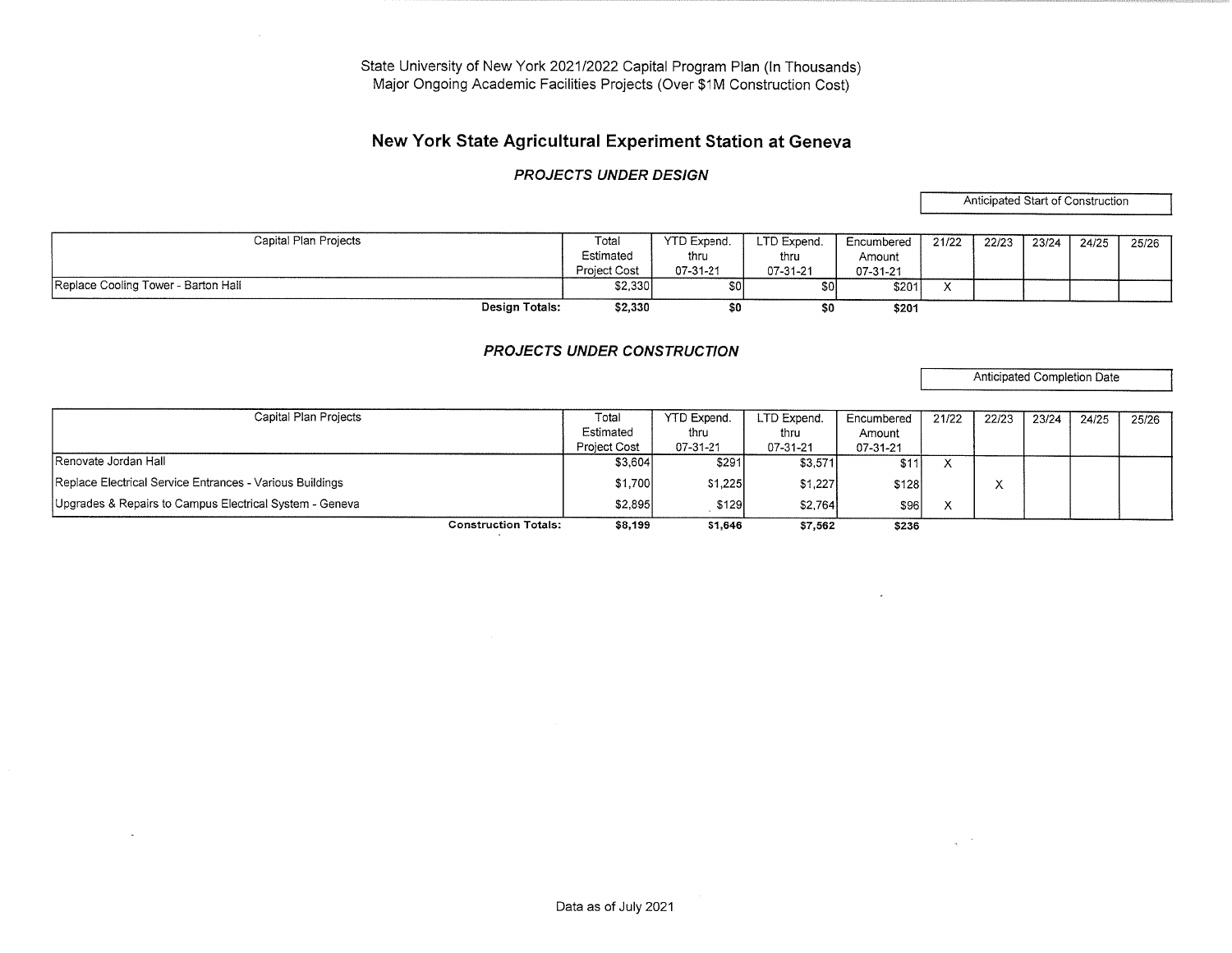State University of New York 2021/2022 Capital Program Plan (In Thousands)
Major Ongoing Academic Facilities Projects (Over $1M Construction Cost)

# New York State Agricultural Experiment Station at Geneva

### *PROJECTS UNDER DESIGN*

| Capital Plan Projects | Total Estimated Project Cost | YTD Expend. thru 07-31-21 | LTD Expend. thru 07-31-21 | Encumbered Amount 07-31-21 | Anticipated Start of Construction | | | | |
|---|---|---|---|---|---|---|---|---|---|
| | | | | | 21/22 | 22/23 | 23/24 | 24/25 | 25/26 |
| Replace Cooling Tower - Barton Hall | $2,330 | $0 | $0 | $201 | X | | | | |
| **Design Totals:** | **$2,330** | **$0** | **$0** | **$201** | | | | | |

### *PROJECTS UNDER CONSTRUCTION*

| Capital Plan Projects | Total Estimated Project Cost | YTD Expend. thru 07-31-21 | LTD Expend. thru 07-31-21 | Encumbered Amount 07-31-21 | Anticipated Completion Date | | | | |
|---|---|---|---|---|---|---|---|---|---|
| | | | | | 21/22 | 22/23 | 23/24 | 24/25 | 25/26 |
| Renovate Jordan Hall | $3,604 | $291 | $3,571 | $11 | X | | | | |
| Replace Electrical Service Entrances - Various Buildings | $1,700 | $1,225 | $1,227 | $128 | | X | | | |
| Upgrades & Repairs to Campus Electrical System - Geneva | $2,895 | $129 | $2,764 | $96 | X | | | | |
| **Construction Totals:** | **$8,199** | **$1,646** | **$7,562** | **$236** | | | | | |

Data as of July 2021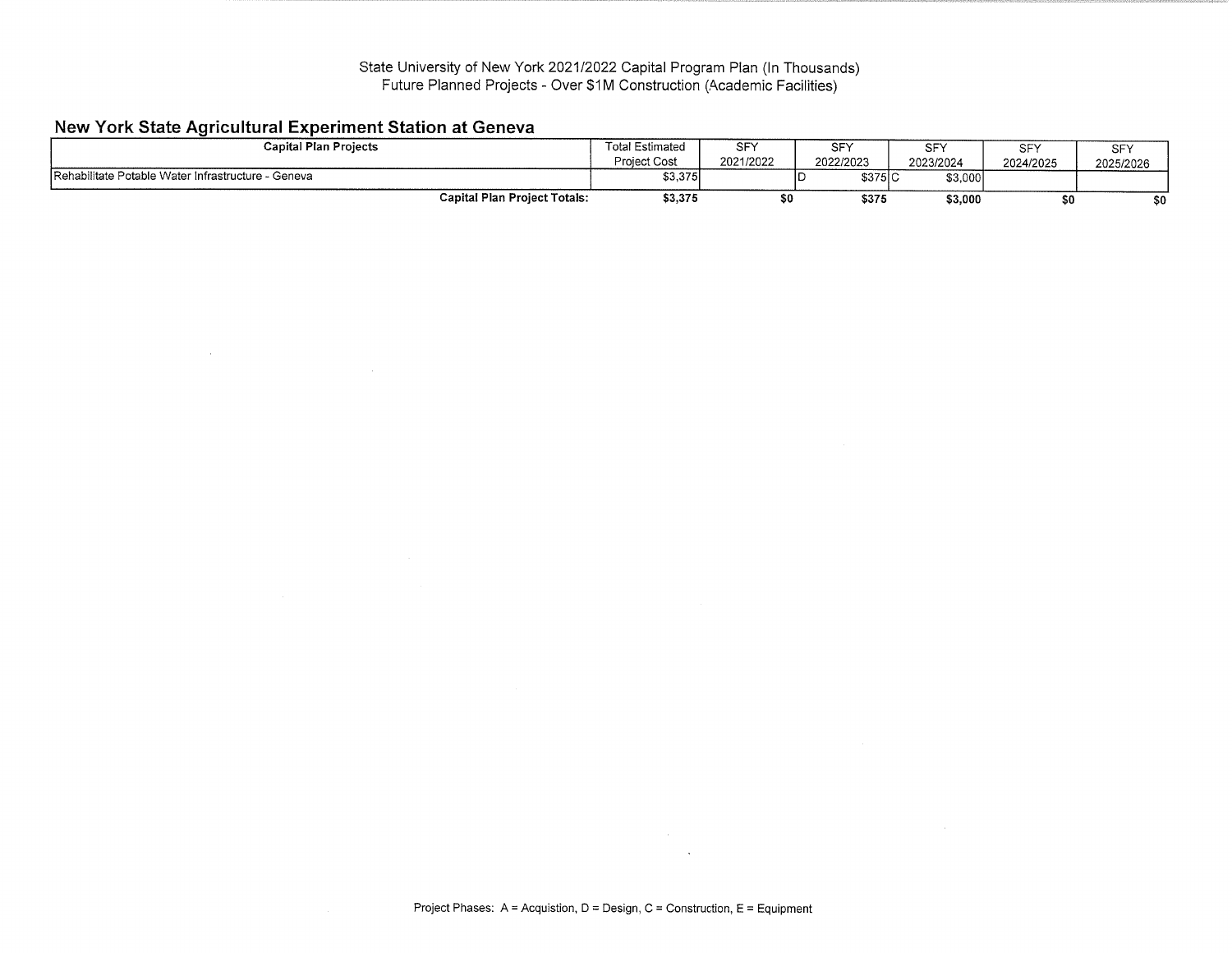State University of New York 2021/2022 Capital Program Plan (In Thousands)
Future Planned Projects - Over $1M Construction (Academic Facilities)

## New York State Agricultural Experiment Station at Geneva

| Capital Plan Projects | Total Estimated Project Cost | SFY 2021/2022 | SFY 2022/2023 | SFY 2023/2024 | SFY 2024/2025 | SFY 2025/2026 |
|---|---|---|---|---|---|---|
| Rehabilitate Potable Water Infrastructure - Geneva | $3,375 | | D $375 | C $3,000 | | |
| **Capital Plan Project Totals:** | **$3,375** | **$0** | **$375** | **$3,000** | **$0** | **$0** |

Project Phases: A = Acquistion, D = Design, C = Construction, E = Equipment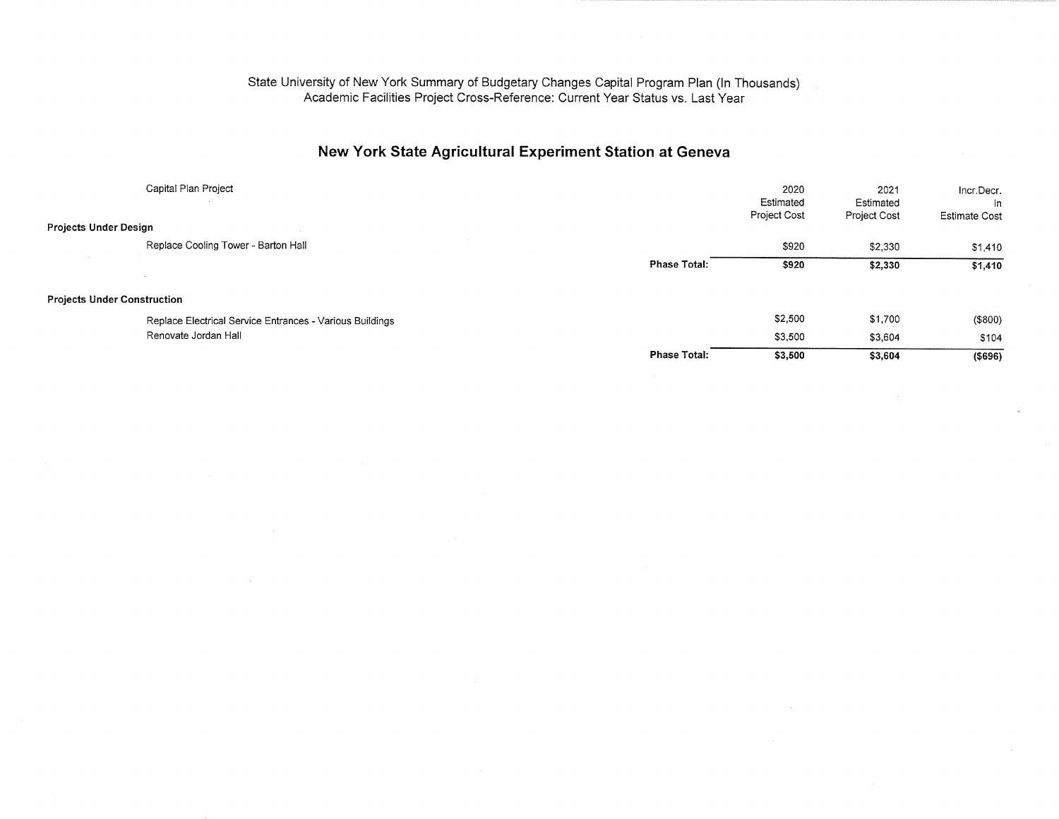State University of New York Summary of Budgetary Changes Capital Program Plan (In Thousands)
Academic Facilities Project Cross-Reference: Current Year Status vs. Last Year

## New York State Agricultural Experiment Station at Geneva

| Capital Plan Project | | 2020 Estimated Project Cost | 2021 Estimated Project Cost | Incr.Decr. In Estimate Cost |
|---|---|---|---|---|
| **Projects Under Design** | | | | |
| Replace Cooling Tower - Barton Hall | | $920 | $2,330 | $1,410 |
| | **Phase Total:** | **$920** | **$2,330** | **$1,410** |
| **Projects Under Construction** | | | | |
| Replace Electrical Service Entrances - Various Buildings | | $2,500 | $1,700 | ($800) |
| Renovate Jordan Hall | | $3,500 | $3,604 | $104 |
| | **Phase Total:** | **$3,500** | **$3,604** | **($696)** |